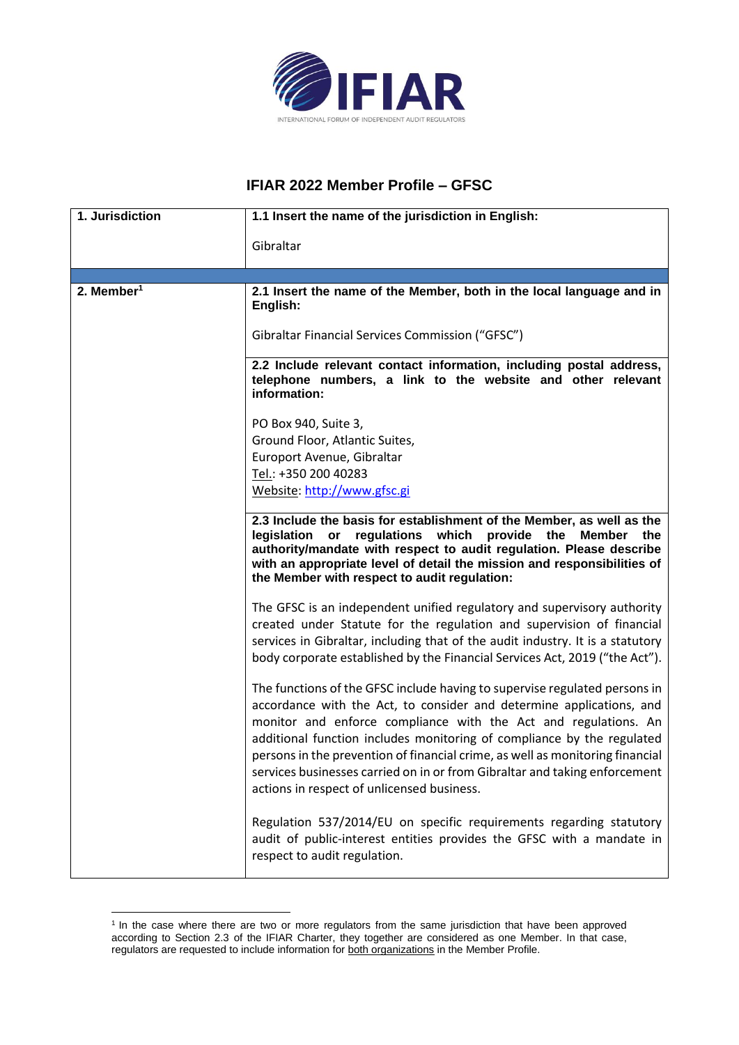# IFIAR 2022 Member Profile – GFSC

| 1. Jurisdiction | 1.1 Insert the name of the jurisdiction in English: |
|---|---|
| | Gibraltar |
| | |
| 2. Member[1] | **2.1 Insert the name of the Member, both in the local language and in English:** |
| | Gibraltar Financial Services Commission ("GFSC") |
| | **2.2 Include relevant contact information, including postal address, telephone numbers, a link to the website and other relevant information:** |
| | PO Box 940, Suite 3,<br>Ground Floor, Atlantic Suites,<br>Europort Avenue, Gibraltar<br>Tel.: +350 200 40283<br>Website: http://www.gfsc.gi |
| | **2.3 Include the basis for establishment of the Member, as well as the legislation or regulations which provide the Member the authority/mandate with respect to audit regulation. Please describe with an appropriate level of detail the mission and responsibilities of the Member with respect to audit regulation:** |
| | The GFSC is an independent unified regulatory and supervisory authority created under Statute for the regulation and supervision of financial services in Gibraltar, including that of the audit industry. It is a statutory body corporate established by the Financial Services Act, 2019 ("the Act").<br><br>The functions of the GFSC include having to supervise regulated persons in accordance with the Act, to consider and determine applications, and monitor and enforce compliance with the Act and regulations. An additional function includes monitoring of compliance by the regulated persons in the prevention of financial crime, as well as monitoring financial services businesses carried on in or from Gibraltar and taking enforcement actions in respect of unlicensed business.<br><br>Regulation 537/2014/EU on specific requirements regarding statutory audit of public-interest entities provides the GFSC with a mandate in respect to audit regulation. |

[1] In the case where there are two or more regulators from the same jurisdiction that have been approved according to Section 2.3 of the IFIAR Charter, they together are considered as one Member. In that case, regulators are requested to include information for both organizations in the Member Profile.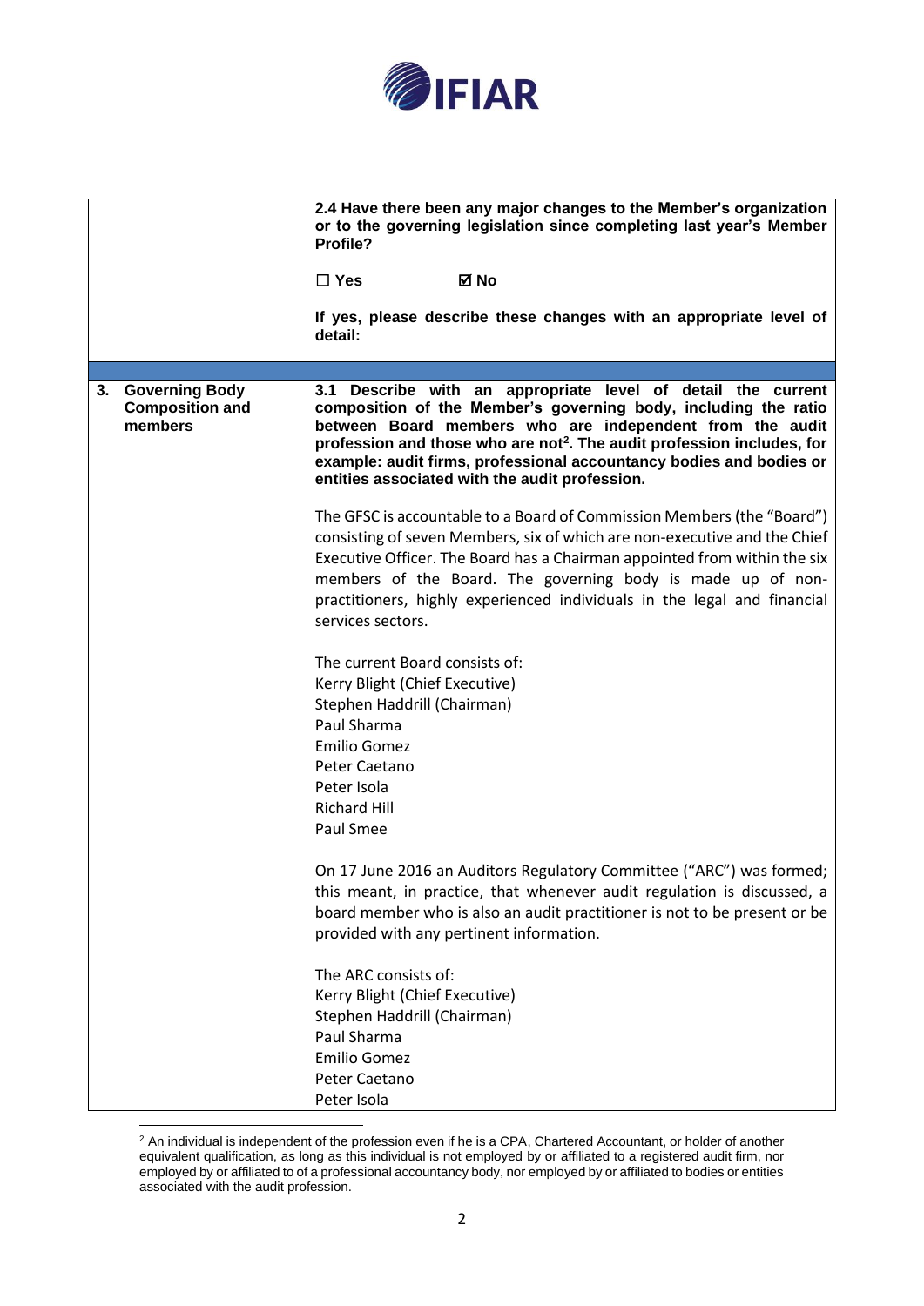| | |
|---|---|
| | **2.4 Have there been any major changes to the Member's organization or to the governing legislation since completing last year's Member Profile?**<br><br>☐ **Yes** ☑ **No**<br><br>**If yes, please describe these changes with an appropriate level of detail:** |
| | |
| **3. Governing Body Composition and members** | **3.1 Describe with an appropriate level of detail the current composition of the Member's governing body, including the ratio between Board members who are independent from the audit profession and those who are not[2]. The audit profession includes, for example: audit firms, professional accountancy bodies and bodies or entities associated with the audit profession.**<br><br>The GFSC is accountable to a Board of Commission Members (the "Board") consisting of seven Members, six of which are non-executive and the Chief Executive Officer. The Board has a Chairman appointed from within the six members of the Board. The governing body is made up of non-practitioners, highly experienced individuals in the legal and financial services sectors.<br><br>The current Board consists of:<br>Kerry Blight (Chief Executive)<br>Stephen Haddrill (Chairman)<br>Paul Sharma<br>Emilio Gomez<br>Peter Caetano<br>Peter Isola<br>Richard Hill<br>Paul Smee<br><br>On 17 June 2016 an Auditors Regulatory Committee ("ARC") was formed; this meant, in practice, that whenever audit regulation is discussed, a board member who is also an audit practitioner is not to be present or be provided with any pertinent information.<br><br>The ARC consists of:<br>Kerry Blight (Chief Executive)<br>Stephen Haddrill (Chairman)<br>Paul Sharma<br>Emilio Gomez<br>Peter Caetano<br>Peter Isola |

[2] An individual is independent of the profession even if he is a CPA, Chartered Accountant, or holder of another equivalent qualification, as long as this individual is not employed by or affiliated to a registered audit firm, nor employed by or affiliated to of a professional accountancy body, nor employed by or affiliated to bodies or entities associated with the audit profession.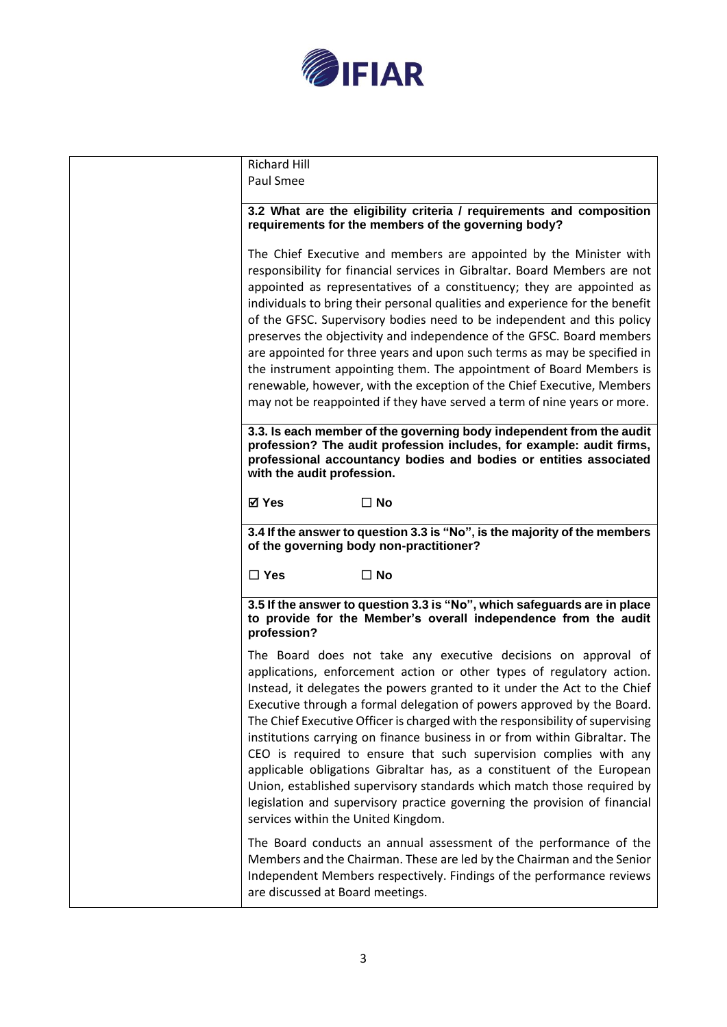| | |
|---|---|
| | Richard Hill<br>Paul Smee<br><br>**3.2 What are the eligibility criteria / requirements and composition requirements for the members of the governing body?**<br><br>The Chief Executive and members are appointed by the Minister with responsibility for financial services in Gibraltar. Board Members are not appointed as representatives of a constituency; they are appointed as individuals to bring their personal qualities and experience for the benefit of the GFSC. Supervisory bodies need to be independent and this policy preserves the objectivity and independence of the GFSC. Board members are appointed for three years and upon such terms as may be specified in the instrument appointing them. The appointment of Board Members is renewable, however, with the exception of the Chief Executive, Members may not be reappointed if they have served a term of nine years or more.<br><br>**3.3. Is each member of the governing body independent from the audit profession? The audit profession includes, for example: audit firms, professional accountancy bodies and bodies or entities associated with the audit profession.**<br><br>☑ **Yes** ☐ **No**<br><br>**3.4 If the answer to question 3.3 is "No", is the majority of the members of the governing body non-practitioner?**<br><br>☐ **Yes** ☐ **No**<br><br>**3.5 If the answer to question 3.3 is "No", which safeguards are in place to provide for the Member's overall independence from the audit profession?**<br><br>The Board does not take any executive decisions on approval of applications, enforcement action or other types of regulatory action. Instead, it delegates the powers granted to it under the Act to the Chief Executive through a formal delegation of powers approved by the Board. The Chief Executive Officer is charged with the responsibility of supervising institutions carrying on finance business in or from within Gibraltar. The CEO is required to ensure that such supervision complies with any applicable obligations Gibraltar has, as a constituent of the European Union, established supervisory standards which match those required by legislation and supervisory practice governing the provision of financial services within the United Kingdom.<br><br>The Board conducts an annual assessment of the performance of the Members and the Chairman. These are led by the Chairman and the Senior Independent Members respectively. Findings of the performance reviews are discussed at Board meetings. |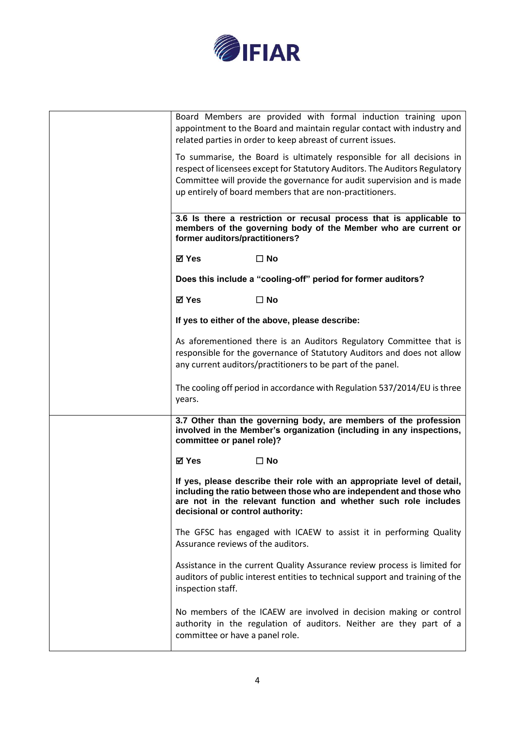| | |
|---|---|
| | Board Members are provided with formal induction training upon appointment to the Board and maintain regular contact with industry and related parties in order to keep abreast of current issues.<br><br>To summarise, the Board is ultimately responsible for all decisions in respect of licensees except for Statutory Auditors. The Auditors Regulatory Committee will provide the governance for audit supervision and is made up entirely of board members that are non-practitioners. |
| | **3.6 Is there a restriction or recusal process that is applicable to members of the governing body of the Member who are current or former auditors/practitioners?**<br><br>**☑ Yes ☐ No**<br><br>**Does this include a "cooling-off" period for former auditors?**<br><br>**☑ Yes ☐ No**<br><br>**If yes to either of the above, please describe:**<br><br>As aforementioned there is an Auditors Regulatory Committee that is responsible for the governance of Statutory Auditors and does not allow any current auditors/practitioners to be part of the panel.<br><br>The cooling off period in accordance with Regulation 537/2014/EU is three years. |
| | **3.7 Other than the governing body, are members of the profession involved in the Member's organization (including in any inspections, committee or panel role)?**<br><br>**☑ Yes ☐ No**<br><br>**If yes, please describe their role with an appropriate level of detail, including the ratio between those who are independent and those who are not in the relevant function and whether such role includes decisional or control authority:**<br><br>The GFSC has engaged with ICAEW to assist it in performing Quality Assurance reviews of the auditors.<br><br>Assistance in the current Quality Assurance review process is limited for auditors of public interest entities to technical support and training of the inspection staff.<br><br>No members of the ICAEW are involved in decision making or control authority in the regulation of auditors. Neither are they part of a committee or have a panel role. |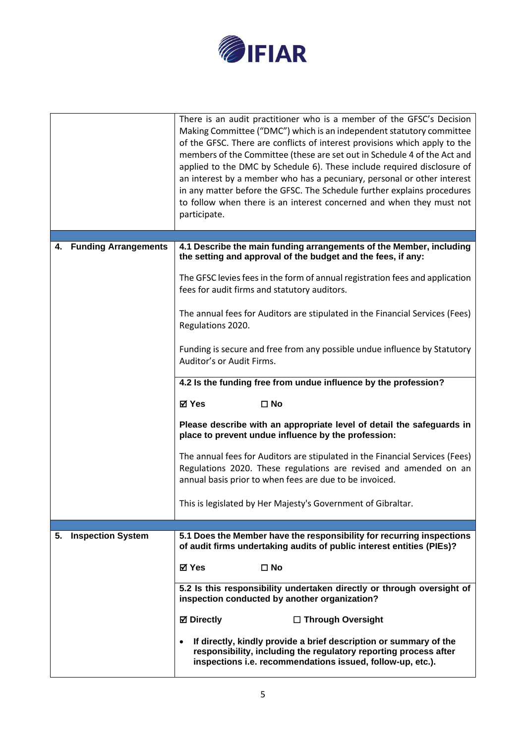| | |
|---|---|
| | There is an audit practitioner who is a member of the GFSC's Decision Making Committee ("DMC") which is an independent statutory committee of the GFSC. There are conflicts of interest provisions which apply to the members of the Committee (these are set out in Schedule 4 of the Act and applied to the DMC by Schedule 6). These include required disclosure of an interest by a member who has a pecuniary, personal or other interest in any matter before the GFSC. The Schedule further explains procedures to follow when there is an interest concerned and when they must not participate. |
| | |
| **4. Funding Arrangements** | **4.1 Describe the main funding arrangements of the Member, including the setting and approval of the budget and the fees, if any:**<br><br>The GFSC levies fees in the form of annual registration fees and application fees for audit firms and statutory auditors.<br><br>The annual fees for Auditors are stipulated in the Financial Services (Fees) Regulations 2020.<br><br>Funding is secure and free from any possible undue influence by Statutory Auditor's or Audit Firms. |
| | **4.2 Is the funding free from undue influence by the profession?**<br><br>☑ **Yes** ☐ **No**<br><br>**Please describe with an appropriate level of detail the safeguards in place to prevent undue influence by the profession:**<br><br>The annual fees for Auditors are stipulated in the Financial Services (Fees) Regulations 2020. These regulations are revised and amended on an annual basis prior to when fees are due to be invoiced.<br><br>This is legislated by Her Majesty's Government of Gibraltar. |
| | |
| **5. Inspection System** | **5.1 Does the Member have the responsibility for recurring inspections of audit firms undertaking audits of public interest entities (PIEs)?**<br><br>☑ **Yes** ☐ **No** |
| | **5.2 Is this responsibility undertaken directly or through oversight of inspection conducted by another organization?**<br><br>☑ **Directly** ☐ **Through Oversight**<br><br>• **If directly, kindly provide a brief description or summary of the responsibility, including the regulatory reporting process after inspections i.e. recommendations issued, follow-up, etc.).** |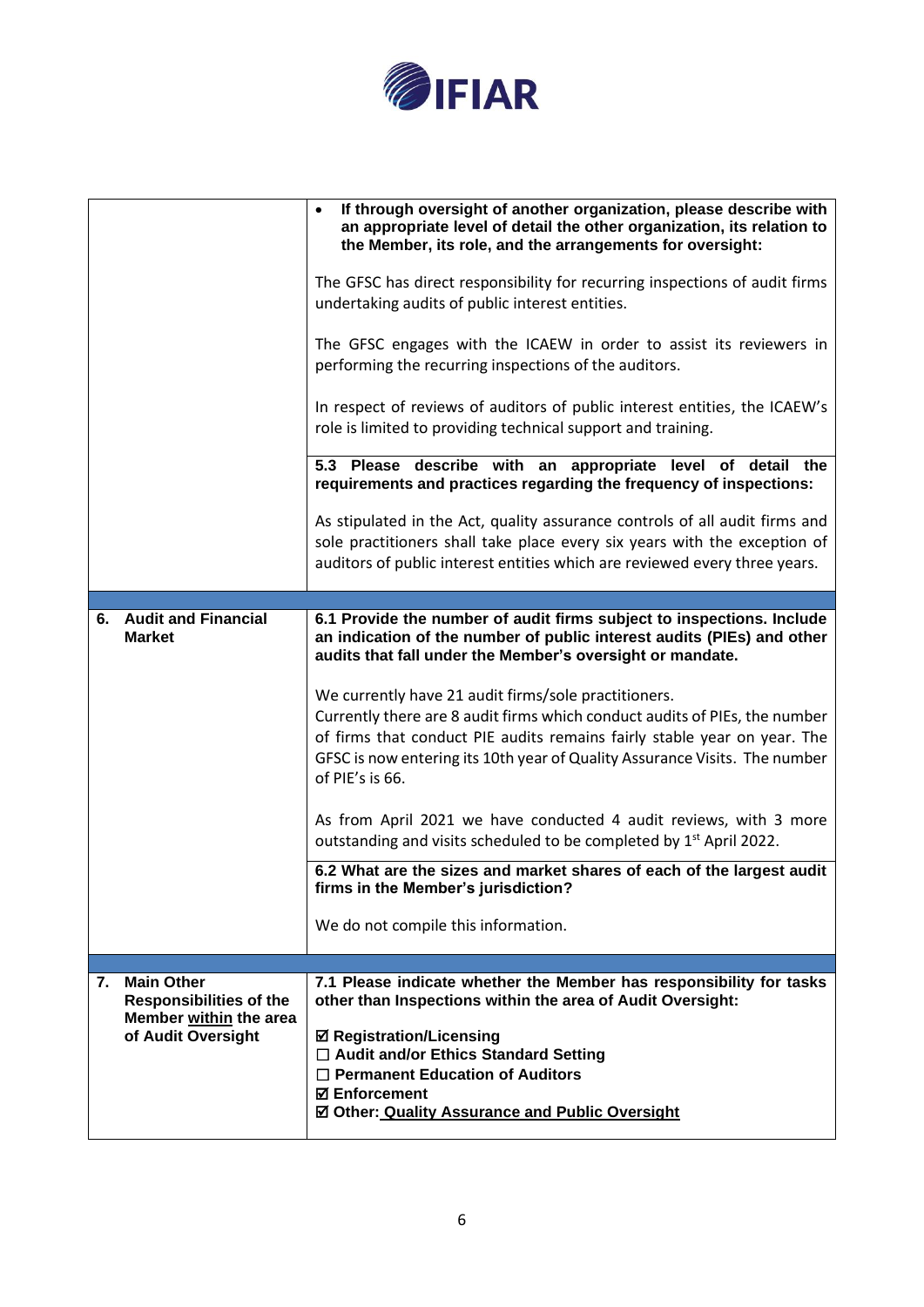| | |
|---|---|
| | • **If through oversight of another organization, please describe with an appropriate level of detail the other organization, its relation to the Member, its role, and the arrangements for oversight:**<br><br>The GFSC has direct responsibility for recurring inspections of audit firms undertaking audits of public interest entities.<br><br>The GFSC engages with the ICAEW in order to assist its reviewers in performing the recurring inspections of the auditors.<br><br>In respect of reviews of auditors of public interest entities, the ICAEW's role is limited to providing technical support and training. |
| | **5.3 Please describe with an appropriate level of detail the requirements and practices regarding the frequency of inspections:**<br><br>As stipulated in the Act, quality assurance controls of all audit firms and sole practitioners shall take place every six years with the exception of auditors of public interest entities which are reviewed every three years. |
| | |
| **6. Audit and Financial Market** | **6.1 Provide the number of audit firms subject to inspections. Include an indication of the number of public interest audits (PIEs) and other audits that fall under the Member's oversight or mandate.**<br><br>We currently have 21 audit firms/sole practitioners.<br>Currently there are 8 audit firms which conduct audits of PIEs, the number of firms that conduct PIE audits remains fairly stable year on year. The GFSC is now entering its 10th year of Quality Assurance Visits. The number of PIE's is 66.<br><br>As from April 2021 we have conducted 4 audit reviews, with 3 more outstanding and visits scheduled to be completed by 1st April 2022. |
| | **6.2 What are the sizes and market shares of each of the largest audit firms in the Member's jurisdiction?**<br><br>We do not compile this information. |
| | |
| **7. Main Other Responsibilities of the Member <u>within</u> the area of Audit Oversight** | **7.1 Please indicate whether the Member has responsibility for tasks other than Inspections within the area of Audit Oversight:**<br><br>☑ **Registration/Licensing**<br>☐ **Audit and/or Ethics Standard Setting**<br>☐ **Permanent Education of Auditors**<br>☑ **Enforcement**<br>☑ **Other: <u>Quality Assurance and Public Oversight</u>** |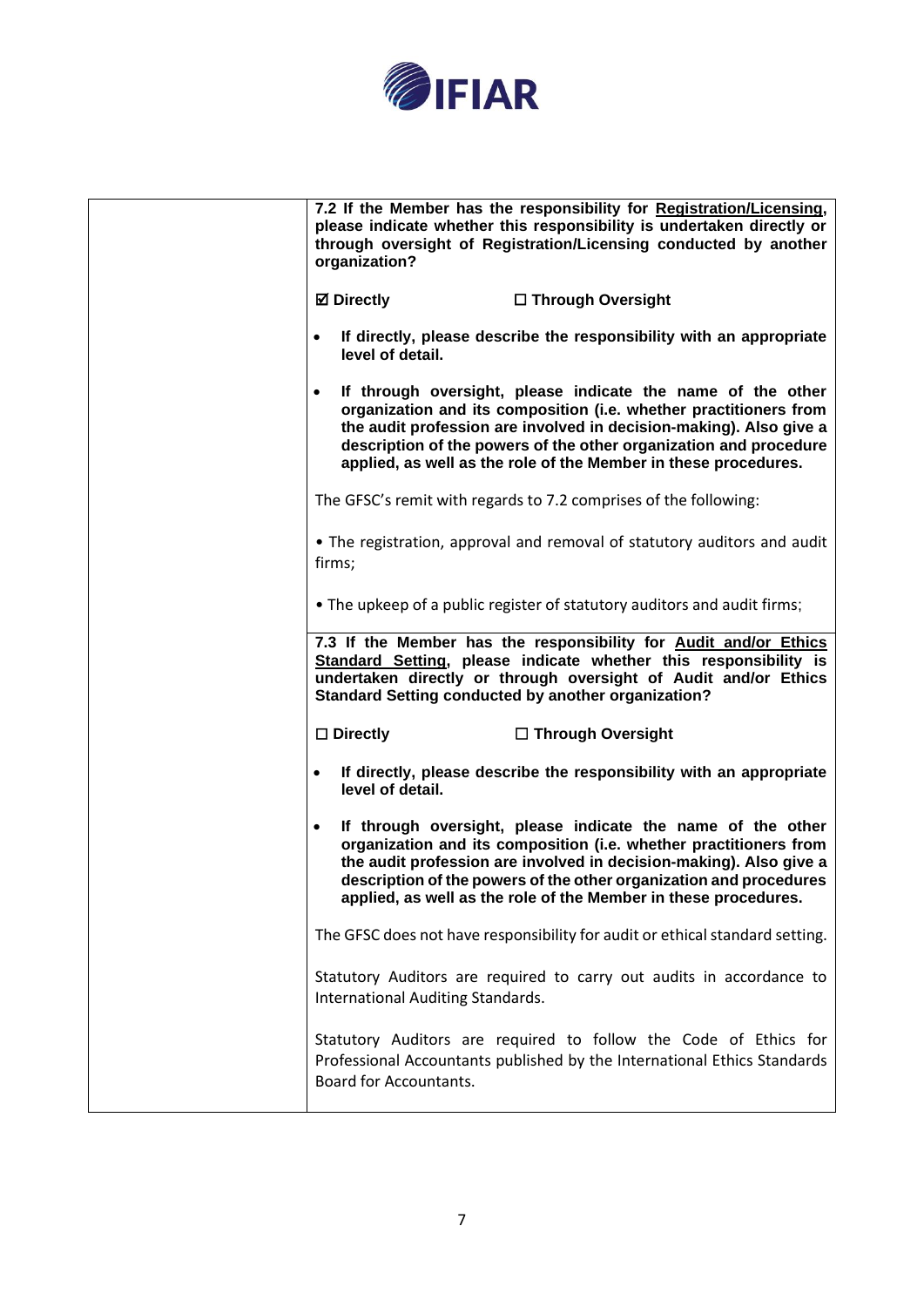| | |
|---|---|
| | **7.2 If the Member has the responsibility for <u>Registration/Licensing</u>, please indicate whether this responsibility is undertaken directly or through oversight of Registration/Licensing conducted by another organization?**<br><br>**☑ Directly** **☐ Through Oversight**<br><br>• **If directly, please describe the responsibility with an appropriate level of detail.**<br><br>• **If through oversight, please indicate the name of the other organization and its composition (i.e. whether practitioners from the audit profession are involved in decision-making). Also give a description of the powers of the other organization and procedure applied, as well as the role of the Member in these procedures.**<br><br>The GFSC's remit with regards to 7.2 comprises of the following:<br><br>• The registration, approval and removal of statutory auditors and audit firms;<br><br>• The upkeep of a public register of statutory auditors and audit firms; |
| | **7.3 If the Member has the responsibility for <u>Audit and/or Ethics Standard Setting</u>, please indicate whether this responsibility is undertaken directly or through oversight of Audit and/or Ethics Standard Setting conducted by another organization?**<br><br>**☐ Directly** **☐ Through Oversight**<br><br>• **If directly, please describe the responsibility with an appropriate level of detail.**<br><br>• **If through oversight, please indicate the name of the other organization and its composition (i.e. whether practitioners from the audit profession are involved in decision-making). Also give a description of the powers of the other organization and procedures applied, as well as the role of the Member in these procedures.**<br><br>The GFSC does not have responsibility for audit or ethical standard setting.<br><br>Statutory Auditors are required to carry out audits in accordance to International Auditing Standards.<br><br>Statutory Auditors are required to follow the Code of Ethics for Professional Accountants published by the International Ethics Standards Board for Accountants. |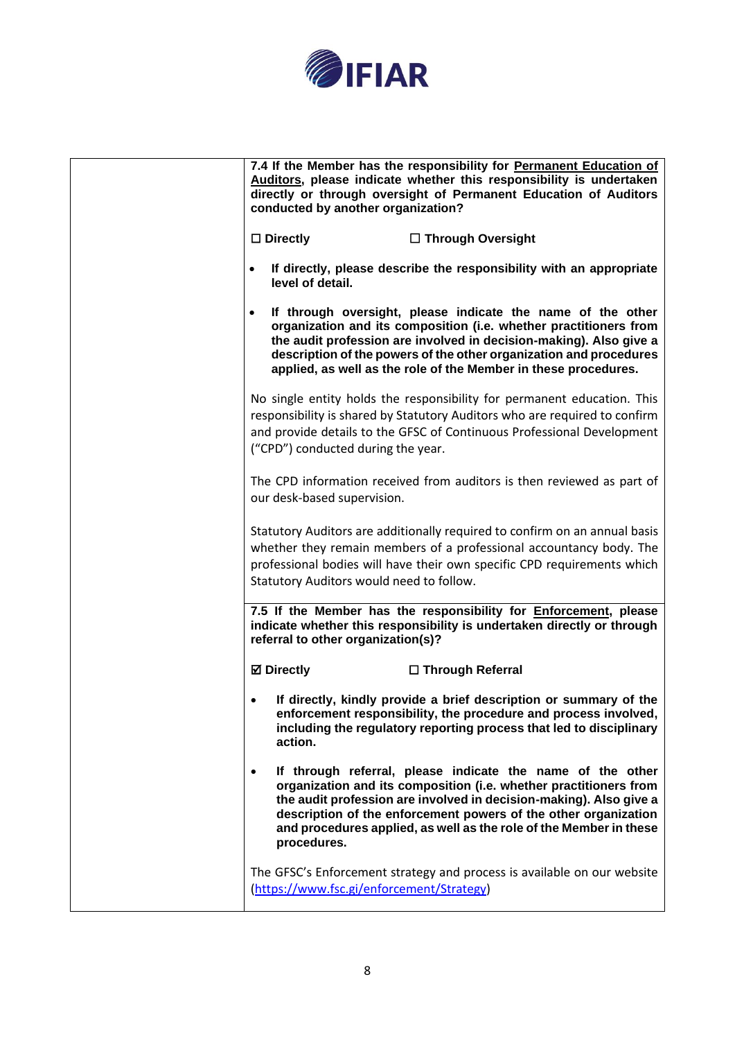| | |
|---|---|
| | **7.4 If the Member has the responsibility for <u>Permanent Education of Auditors</u>, please indicate whether this responsibility is undertaken directly or through oversight of Permanent Education of Auditors conducted by another organization?**<br><br>**☐ Directly ☐ Through Oversight**<br><br>• **If directly, please describe the responsibility with an appropriate level of detail.**<br><br>• **If through oversight, please indicate the name of the other organization and its composition (i.e. whether practitioners from the audit profession are involved in decision-making). Also give a description of the powers of the other organization and procedures applied, as well as the role of the Member in these procedures.**<br><br>No single entity holds the responsibility for permanent education. This responsibility is shared by Statutory Auditors who are required to confirm and provide details to the GFSC of Continuous Professional Development ("CPD") conducted during the year.<br><br>The CPD information received from auditors is then reviewed as part of our desk-based supervision.<br><br>Statutory Auditors are additionally required to confirm on an annual basis whether they remain members of a professional accountancy body. The professional bodies will have their own specific CPD requirements which Statutory Auditors would need to follow. |
| | **7.5 If the Member has the responsibility for <u>Enforcement</u>, please indicate whether this responsibility is undertaken directly or through referral to other organization(s)?**<br><br>**☑ Directly ☐ Through Referral**<br><br>• **If directly, kindly provide a brief description or summary of the enforcement responsibility, the procedure and process involved, including the regulatory reporting process that led to disciplinary action.**<br><br>• **If through referral, please indicate the name of the other organization and its composition (i.e. whether practitioners from the audit profession are involved in decision-making). Also give a description of the enforcement powers of the other organization and procedures applied, as well as the role of the Member in these procedures.**<br><br>The GFSC's Enforcement strategy and process is available on our website (https://www.fsc.gi/enforcement/Strategy) |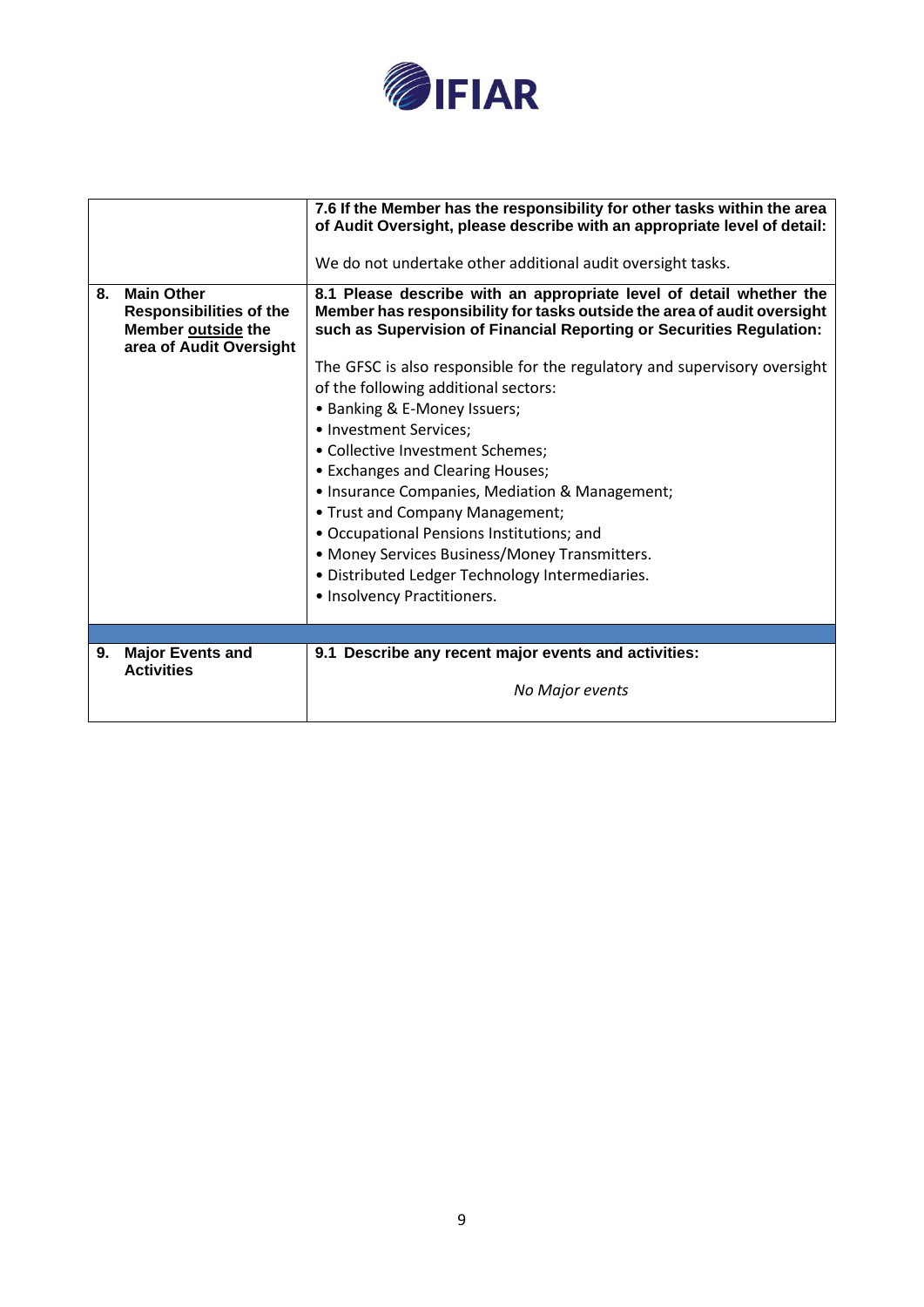| | |
|---|---|
| | **7.6 If the Member has the responsibility for other tasks within the area of Audit Oversight, please describe with an appropriate level of detail:**<br><br>We do not undertake other additional audit oversight tasks. |
| **8. Main Other Responsibilities of the Member outside the area of Audit Oversight** | **8.1 Please describe with an appropriate level of detail whether the Member has responsibility for tasks outside the area of audit oversight such as Supervision of Financial Reporting or Securities Regulation:**<br><br>The GFSC is also responsible for the regulatory and supervisory oversight of the following additional sectors:<br>• Banking & E-Money Issuers;<br>• Investment Services;<br>• Collective Investment Schemes;<br>• Exchanges and Clearing Houses;<br>• Insurance Companies, Mediation & Management;<br>• Trust and Company Management;<br>• Occupational Pensions Institutions; and<br>• Money Services Business/Money Transmitters.<br>• Distributed Ledger Technology Intermediaries.<br>• Insolvency Practitioners. |
| **9. Major Events and Activities** | **9.1 Describe any recent major events and activities:**<br><br>*No Major events* |